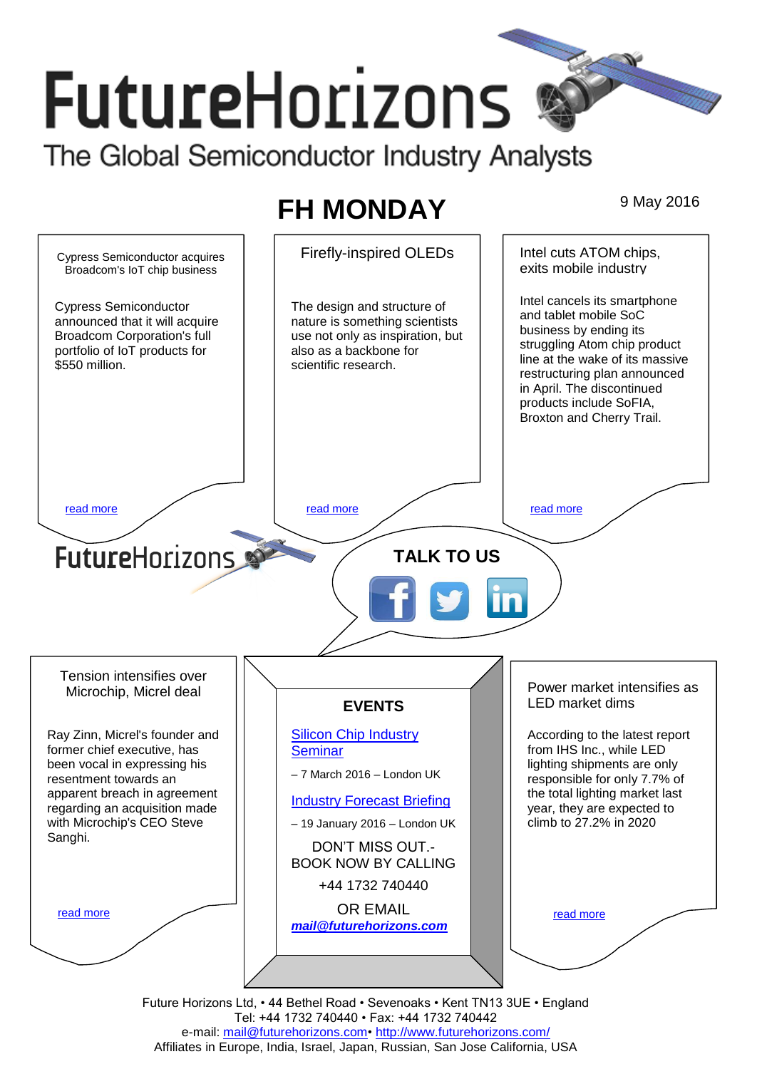# FutureHorizons

The Global Semiconductor Industry Analysts

## FH MONDAY

9 May 2016

### Cypress Semiconductor acquires Broadcom's IoT chip business

Cypress Semiconductor announced that it will acquire Broadcom Corporation's full portfolio of IoT products for $550 million.

read more

### Firefly-inspired OLEDs

The design and structure of nature is something scientists use not only as inspiration, but also as a backbone for scientific research.

read more

### Intel cuts ATOM chips, exits mobile industry

Intel cancels its smartphone and tablet mobile SoC business by ending its struggling Atom chip product line at the wake of its massive restructuring plan announced in April. The discontinued products include SoFIA, Broxton and Cherry Trail.

read more

FutureHorizons

**TALK TO US**

### Tension intensifies over Microchip, Micrel deal

Ray Zinn, Micrel's founder and former chief executive, has been vocal in expressing his resentment towards an apparent breach in agreement regarding an acquisition made with Microchip's CEO Steve Sanghi.

read more

### EVENTS

Silicon Chip Industry Seminar

– 7 March 2016 – London UK

Industry Forecast Briefing

– 19 January 2016 – London UK

DON'T MISS OUT.- BOOK NOW BY CALLING

+44 1732 740440

OR EMAIL

***mail@futurehorizons.com***

### Power market intensifies as LED market dims

According to the latest report from IHS Inc., while LED lighting shipments are only responsible for only 7.7% of the total lighting market last year, they are expected to climb to 27.2% in 2020

read more

Future Horizons Ltd, • 44 Bethel Road • Sevenoaks • Kent TN13 3UE • England
Tel: +44 1732 740440 • Fax: +44 1732 740442
e-mail: mail@futurehorizons.com• http://www.futurehorizons.com/
Affiliates in Europe, India, Israel, Japan, Russian, San Jose California, USA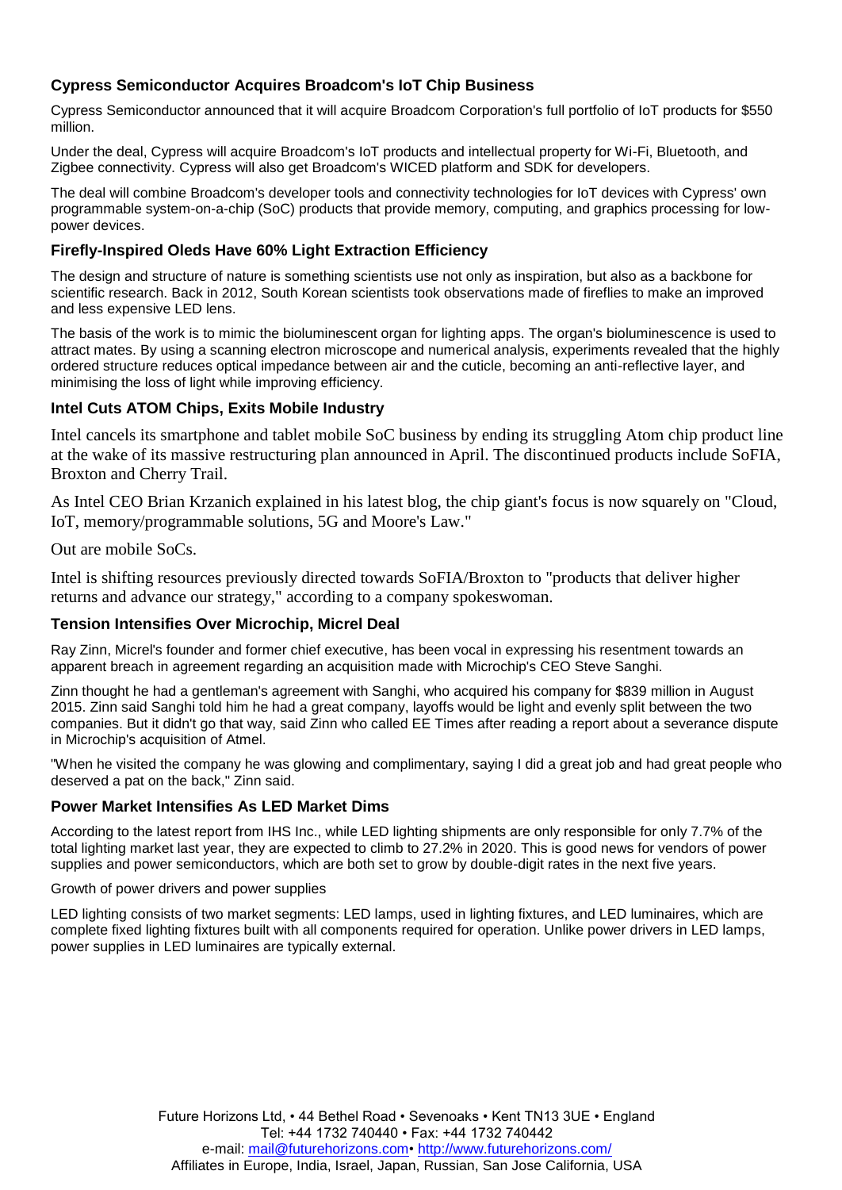### Cypress Semiconductor Acquires Broadcom's IoT Chip Business

Cypress Semiconductor announced that it will acquire Broadcom Corporation's full portfolio of IoT products for $550 million.

Under the deal, Cypress will acquire Broadcom's IoT products and intellectual property for Wi-Fi, Bluetooth, and Zigbee connectivity. Cypress will also get Broadcom's WICED platform and SDK for developers.

The deal will combine Broadcom's developer tools and connectivity technologies for IoT devices with Cypress' own programmable system-on-a-chip (SoC) products that provide memory, computing, and graphics processing for low-power devices.

### Firefly-Inspired Oleds Have 60% Light Extraction Efficiency

The design and structure of nature is something scientists use not only as inspiration, but also as a backbone for scientific research. Back in 2012, South Korean scientists took observations made of fireflies to make an improved and less expensive LED lens.

The basis of the work is to mimic the bioluminescent organ for lighting apps. The organ's bioluminescence is used to attract mates. By using a scanning electron microscope and numerical analysis, experiments revealed that the highly ordered structure reduces optical impedance between air and the cuticle, becoming an anti-reflective layer, and minimising the loss of light while improving efficiency.

### Intel Cuts ATOM Chips, Exits Mobile Industry

Intel cancels its smartphone and tablet mobile SoC business by ending its struggling Atom chip product line at the wake of its massive restructuring plan announced in April. The discontinued products include SoFIA, Broxton and Cherry Trail.

As Intel CEO Brian Krzanich explained in his latest blog, the chip giant's focus is now squarely on "Cloud, IoT, memory/programmable solutions, 5G and Moore's Law."

Out are mobile SoCs.

Intel is shifting resources previously directed towards SoFIA/Broxton to "products that deliver higher returns and advance our strategy," according to a company spokeswoman.

### Tension Intensifies Over Microchip, Micrel Deal

Ray Zinn, Micrel's founder and former chief executive, has been vocal in expressing his resentment towards an apparent breach in agreement regarding an acquisition made with Microchip's CEO Steve Sanghi.

Zinn thought he had a gentleman's agreement with Sanghi, who acquired his company for $839 million in August 2015. Zinn said Sanghi told him he had a great company, layoffs would be light and evenly split between the two companies. But it didn't go that way, said Zinn who called EE Times after reading a report about a severance dispute in Microchip's acquisition of Atmel.

"When he visited the company he was glowing and complimentary, saying I did a great job and had great people who deserved a pat on the back," Zinn said.

### Power Market Intensifies As LED Market Dims

According to the latest report from IHS Inc., while LED lighting shipments are only responsible for only 7.7% of the total lighting market last year, they are expected to climb to 27.2% in 2020. This is good news for vendors of power supplies and power semiconductors, which are both set to grow by double-digit rates in the next five years.

Growth of power drivers and power supplies

LED lighting consists of two market segments: LED lamps, used in lighting fixtures, and LED luminaires, which are complete fixed lighting fixtures built with all components required for operation. Unlike power drivers in LED lamps, power supplies in LED luminaires are typically external.

Future Horizons Ltd, • 44 Bethel Road • Sevenoaks • Kent TN13 3UE • England
Tel: +44 1732 740440 • Fax: +44 1732 740442
e-mail: mail@futurehorizons.com• http://www.futurehorizons.com/
Affiliates in Europe, India, Israel, Japan, Russian, San Jose California, USA